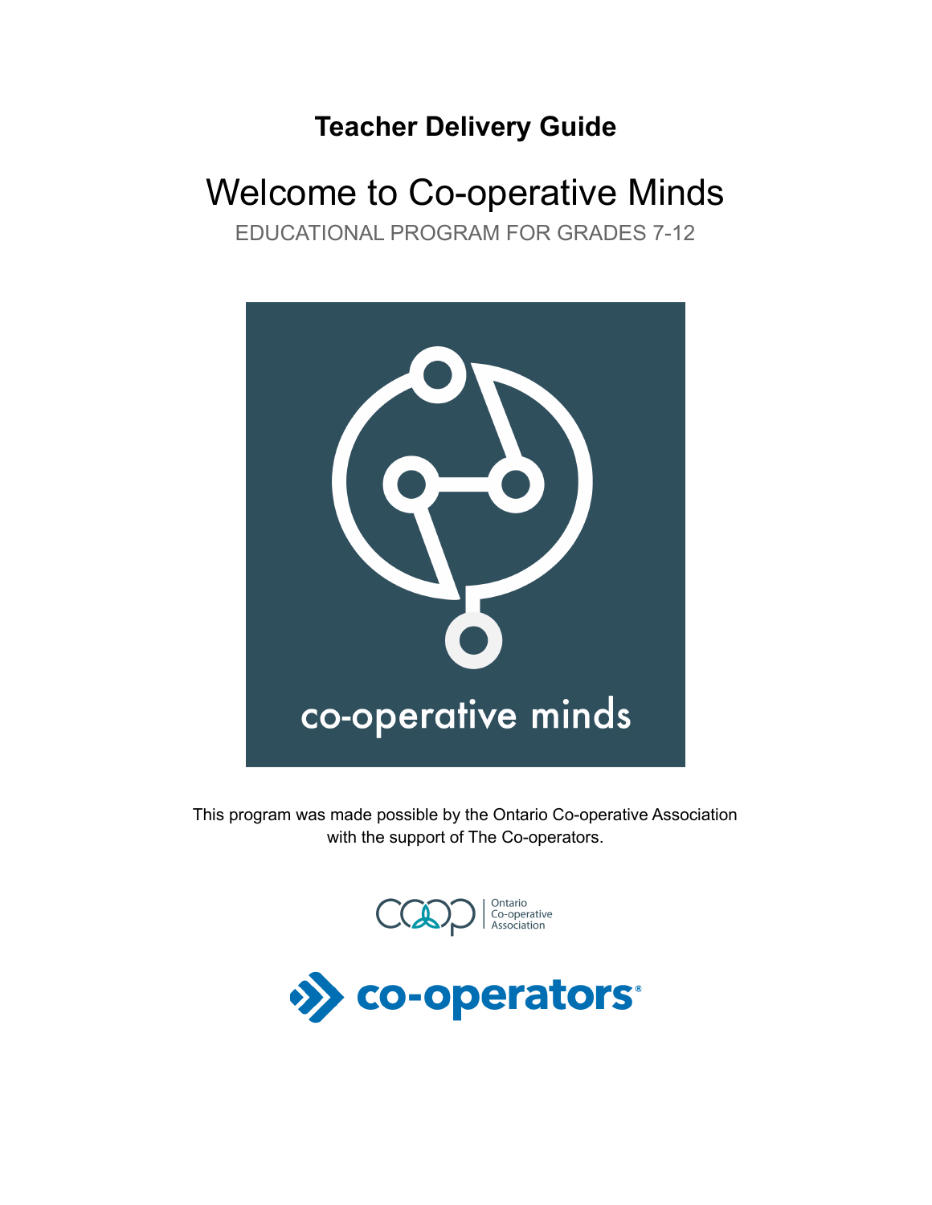**Teacher Delivery Guide**

# Welcome to Co-operative Minds

EDUCATIONAL PROGRAM FOR GRADES 7-12

co-operative minds

This program was made possible by the Ontario Co-operative Association with the support of The Co-operators.

Ontario Co-operative Association

co-operators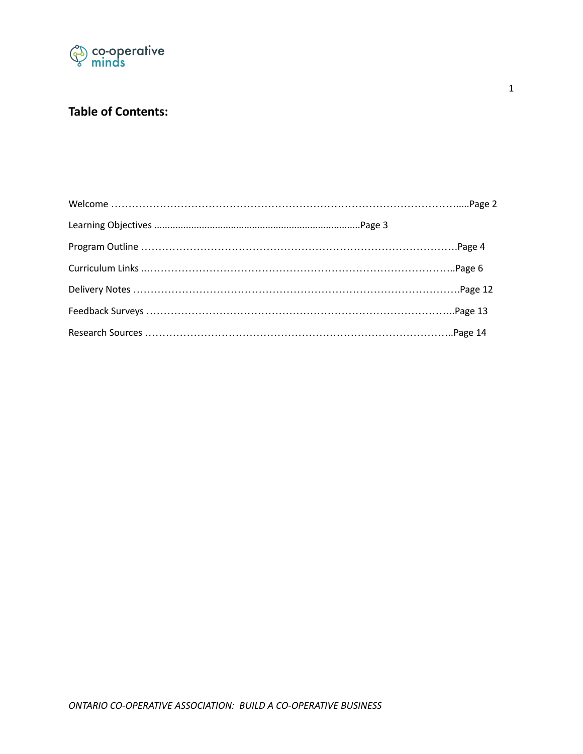**Table of Contents:**

Welcome ……………………………………………………………………………………….....Page 2

Learning Objectives ..............................................................................Page 3

Program Outline ………………………………………………………………………………Page 4

Curriculum Links ..…………………………………………………………………………..Page 6

Delivery Notes ……………………………………………………………………………….Page 12

Feedback Surveys …………………………………………………………………………..Page 13

Research Sources ……………………………………………………………………………..Page 14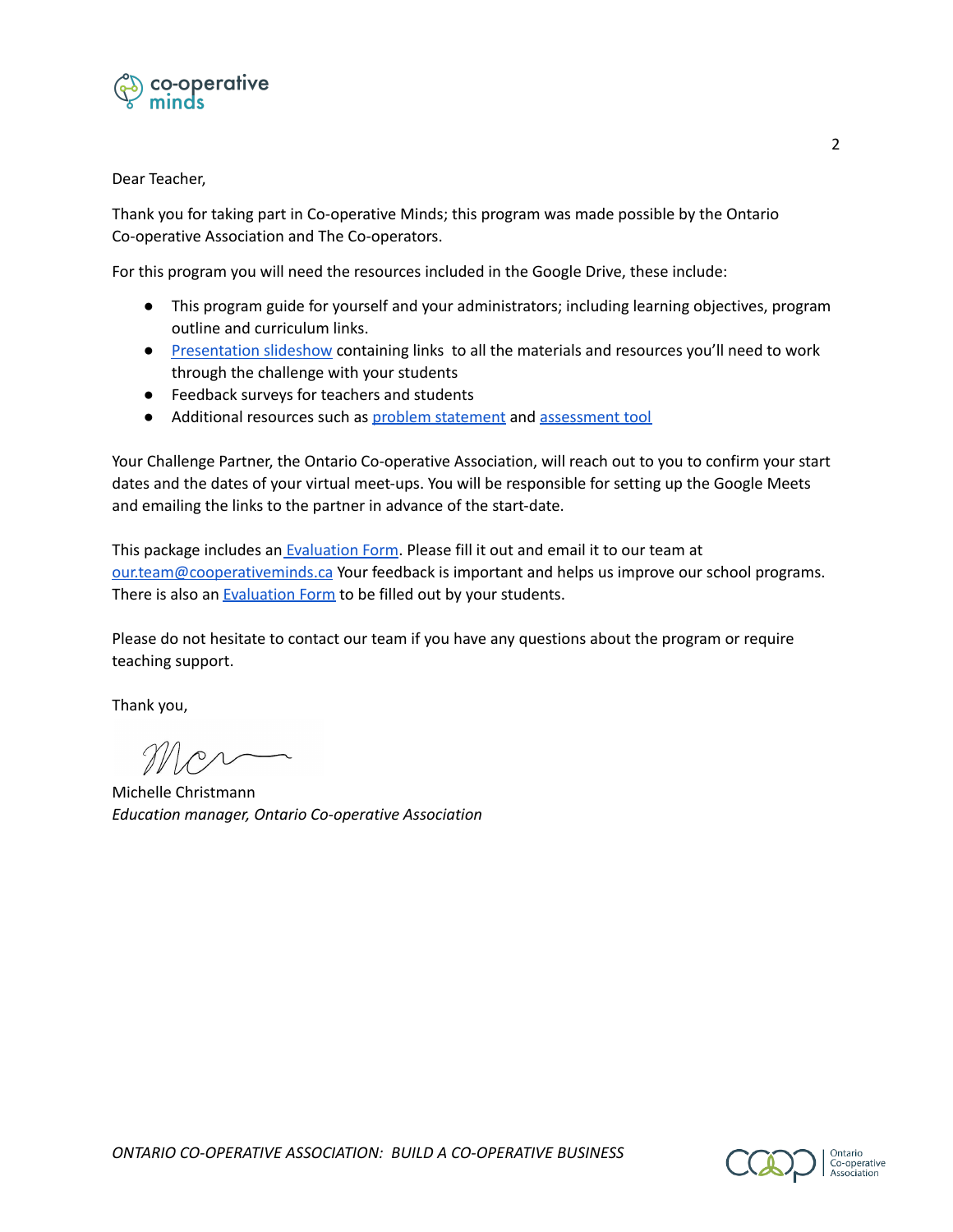Dear Teacher,

Thank you for taking part in Co-operative Minds; this program was made possible by the Ontario Co-operative Association and The Co-operators.

For this program you will need the resources included in the Google Drive, these include:

- This program guide for yourself and your administrators; including learning objectives, program outline and curriculum links.
- Presentation slideshow containing links to all the materials and resources you'll need to work through the challenge with your students
- Feedback surveys for teachers and students
- Additional resources such as problem statement and assessment tool

Your Challenge Partner, the Ontario Co-operative Association, will reach out to you to confirm your start dates and the dates of your virtual meet-ups. You will be responsible for setting up the Google Meets and emailing the links to the partner in advance of the start-date.

This package includes an Evaluation Form. Please fill it out and email it to our team at our.team@cooperativeminds.ca Your feedback is important and helps us improve our school programs. There is also an Evaluation Form to be filled out by your students.

Please do not hesitate to contact our team if you have any questions about the program or require teaching support.

Thank you,

Michelle Christmann
*Education manager, Ontario Co-operative Association*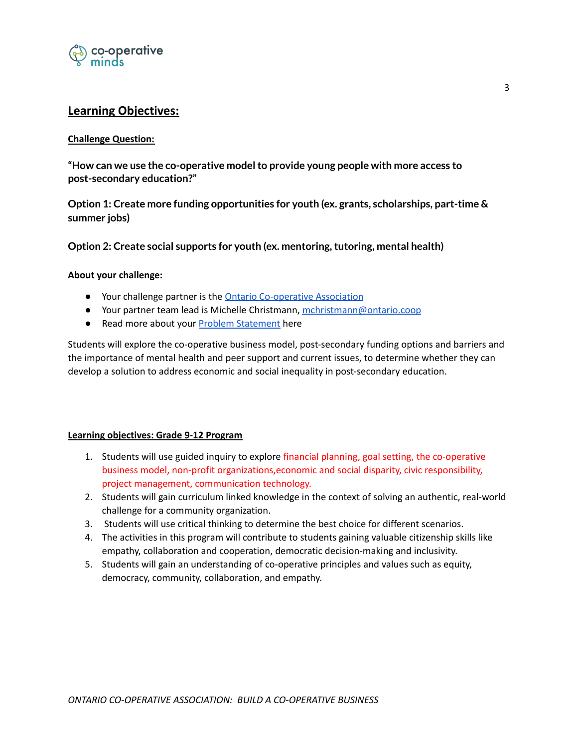## Learning Objectives:

**Challenge Question:**

**"How can we use the co-operative model to provide young people with more access to post-secondary education?"**

**Option 1: Create more funding opportunities for youth (ex. grants, scholarships, part-time & summer jobs)**

**Option 2: Create social supports for youth (ex. mentoring, tutoring, mental health)**

**About your challenge:**

- Your challenge partner is the Ontario Co-operative Association
- Your partner team lead is Michelle Christmann, mchristmann@ontario.coop
- Read more about your Problem Statement here

Students will explore the co-operative business model, post-secondary funding options and barriers and the importance of mental health and peer support and current issues, to determine whether they can develop a solution to address economic and social inequality in post-secondary education.

**Learning objectives: Grade 9-12 Program**

1. Students will use guided inquiry to explore financial planning, goal setting, the co-operative business model, non-profit organizations,economic and social disparity, civic responsibility, project management, communication technology.
2. Students will gain curriculum linked knowledge in the context of solving an authentic, real-world challenge for a community organization.
3. Students will use critical thinking to determine the best choice for different scenarios.
4. The activities in this program will contribute to students gaining valuable citizenship skills like empathy, collaboration and cooperation, democratic decision-making and inclusivity.
5. Students will gain an understanding of co-operative principles and values such as equity, democracy, community, collaboration, and empathy.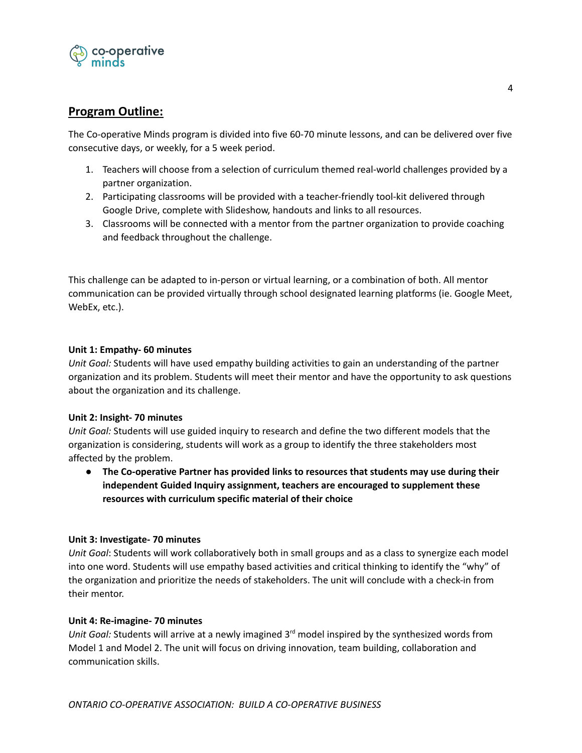## Program Outline:

The Co-operative Minds program is divided into five 60-70 minute lessons, and can be delivered over five consecutive days, or weekly, for a 5 week period.

1. Teachers will choose from a selection of curriculum themed real-world challenges provided by a partner organization.
2. Participating classrooms will be provided with a teacher-friendly tool-kit delivered through Google Drive, complete with Slideshow, handouts and links to all resources.
3. Classrooms will be connected with a mentor from the partner organization to provide coaching and feedback throughout the challenge.

This challenge can be adapted to in-person or virtual learning, or a combination of both. All mentor communication can be provided virtually through school designated learning platforms (ie. Google Meet, WebEx, etc.).

**Unit 1: Empathy- 60 minutes**
*Unit Goal:* Students will have used empathy building activities to gain an understanding of the partner organization and its problem. Students will meet their mentor and have the opportunity to ask questions about the organization and its challenge.

**Unit 2: Insight- 70 minutes**
*Unit Goal:* Students will use guided inquiry to research and define the two different models that the organization is considering, students will work as a group to identify the three stakeholders most affected by the problem.

- **The Co-operative Partner has provided links to resources that students may use during their independent Guided Inquiry assignment, teachers are encouraged to supplement these resources with curriculum specific material of their choice**

**Unit 3: Investigate- 70 minutes**
*Unit Goal*: Students will work collaboratively both in small groups and as a class to synergize each model into one word. Students will use empathy based activities and critical thinking to identify the "why" of the organization and prioritize the needs of stakeholders. The unit will conclude with a check-in from their mentor.

**Unit 4: Re-imagine- 70 minutes**
*Unit Goal:* Students will arrive at a newly imagined 3rd model inspired by the synthesized words from Model 1 and Model 2. The unit will focus on driving innovation, team building, collaboration and communication skills.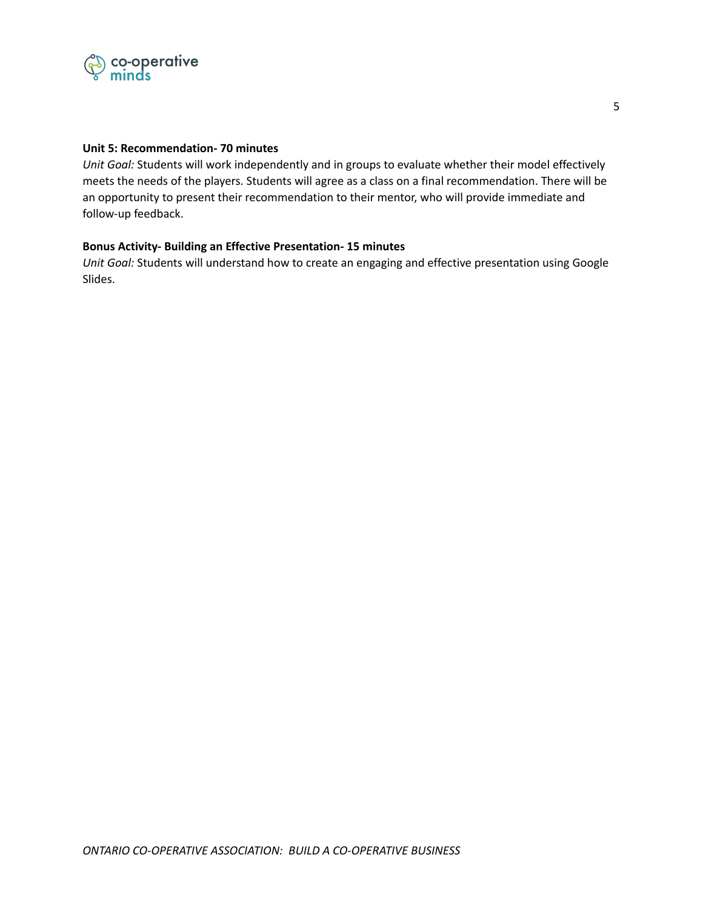**Unit 5: Recommendation- 70 minutes**

*Unit Goal:* Students will work independently and in groups to evaluate whether their model effectively meets the needs of the players. Students will agree as a class on a final recommendation. There will be an opportunity to present their recommendation to their mentor, who will provide immediate and follow-up feedback.

**Bonus Activity- Building an Effective Presentation- 15 minutes**

*Unit Goal:* Students will understand how to create an engaging and effective presentation using Google Slides.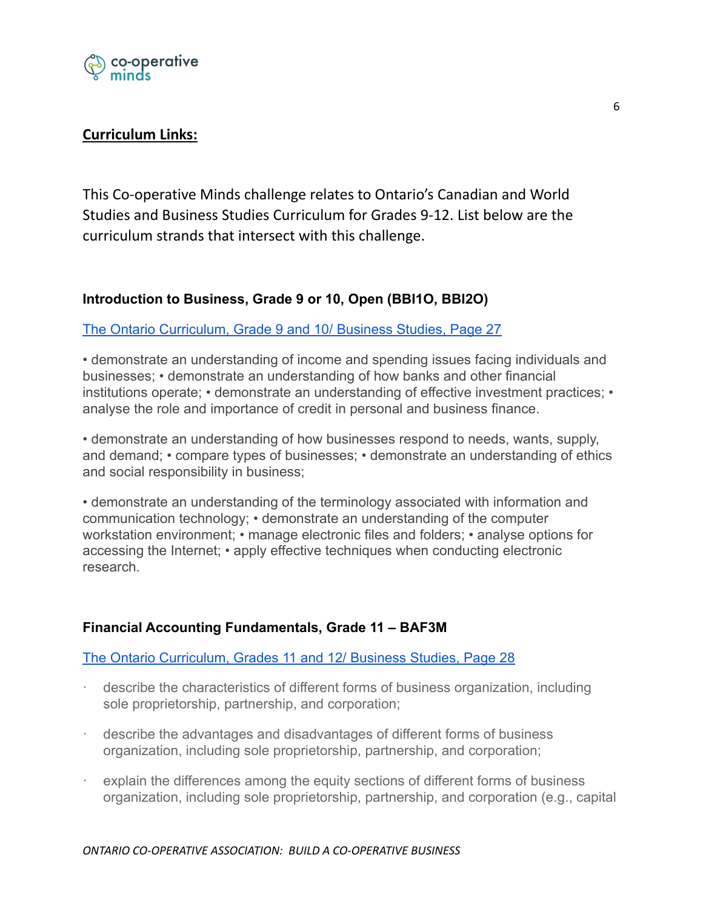## Curriculum Links:

This Co-operative Minds challenge relates to Ontario's Canadian and World Studies and Business Studies Curriculum for Grades 9-12. List below are the curriculum strands that intersect with this challenge.

### Introduction to Business, Grade 9 or 10, Open (BBI1O, BBI2O)

[The Ontario Curriculum, Grade 9 and 10/ Business Studies, Page 27]

• demonstrate an understanding of income and spending issues facing individuals and businesses; • demonstrate an understanding of how banks and other financial institutions operate; • demonstrate an understanding of effective investment practices; • analyse the role and importance of credit in personal and business finance.

• demonstrate an understanding of how businesses respond to needs, wants, supply, and demand; • compare types of businesses; • demonstrate an understanding of ethics and social responsibility in business;

• demonstrate an understanding of the terminology associated with information and communication technology; • demonstrate an understanding of the computer workstation environment; • manage electronic files and folders; • analyse options for accessing the Internet; • apply effective techniques when conducting electronic research.

### Financial Accounting Fundamentals, Grade 11 – BAF3M

[The Ontario Curriculum, Grades 11 and 12/ Business Studies, Page 28]

- describe the characteristics of different forms of business organization, including sole proprietorship, partnership, and corporation;
- describe the advantages and disadvantages of different forms of business organization, including sole proprietorship, partnership, and corporation;
- explain the differences among the equity sections of different forms of business organization, including sole proprietorship, partnership, and corporation (e.g., capital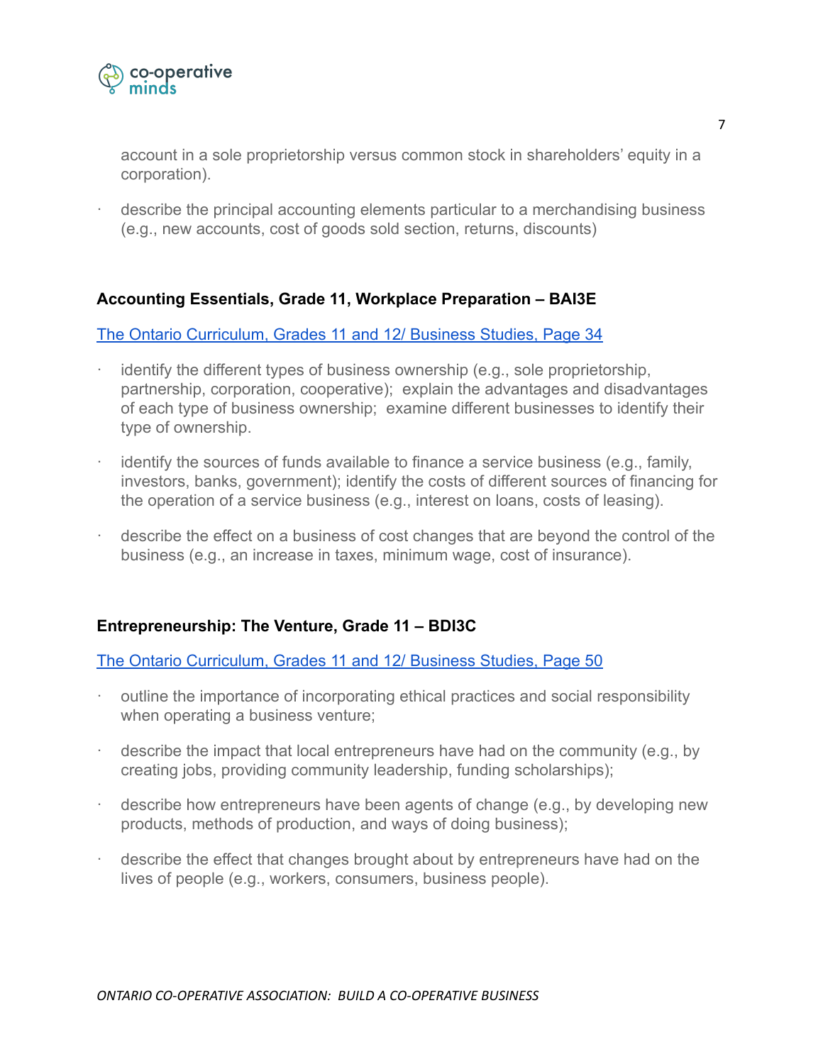account in a sole proprietorship versus common stock in shareholders' equity in a corporation).

- describe the principal accounting elements particular to a merchandising business (e.g., new accounts, cost of goods sold section, returns, discounts)

**Accounting Essentials, Grade 11, Workplace Preparation – BAI3E**

The Ontario Curriculum, Grades 11 and 12/ Business Studies, Page 34

- identify the different types of business ownership (e.g., sole proprietorship, partnership, corporation, cooperative); explain the advantages and disadvantages of each type of business ownership; examine different businesses to identify their type of ownership.
- identify the sources of funds available to finance a service business (e.g., family, investors, banks, government); identify the costs of different sources of financing for the operation of a service business (e.g., interest on loans, costs of leasing).
- describe the effect on a business of cost changes that are beyond the control of the business (e.g., an increase in taxes, minimum wage, cost of insurance).

**Entrepreneurship: The Venture, Grade 11 – BDI3C**

The Ontario Curriculum, Grades 11 and 12/ Business Studies, Page 50

- outline the importance of incorporating ethical practices and social responsibility when operating a business venture;
- describe the impact that local entrepreneurs have had on the community (e.g., by creating jobs, providing community leadership, funding scholarships);
- describe how entrepreneurs have been agents of change (e.g., by developing new products, methods of production, and ways of doing business);
- describe the effect that changes brought about by entrepreneurs have had on the lives of people (e.g., workers, consumers, business people).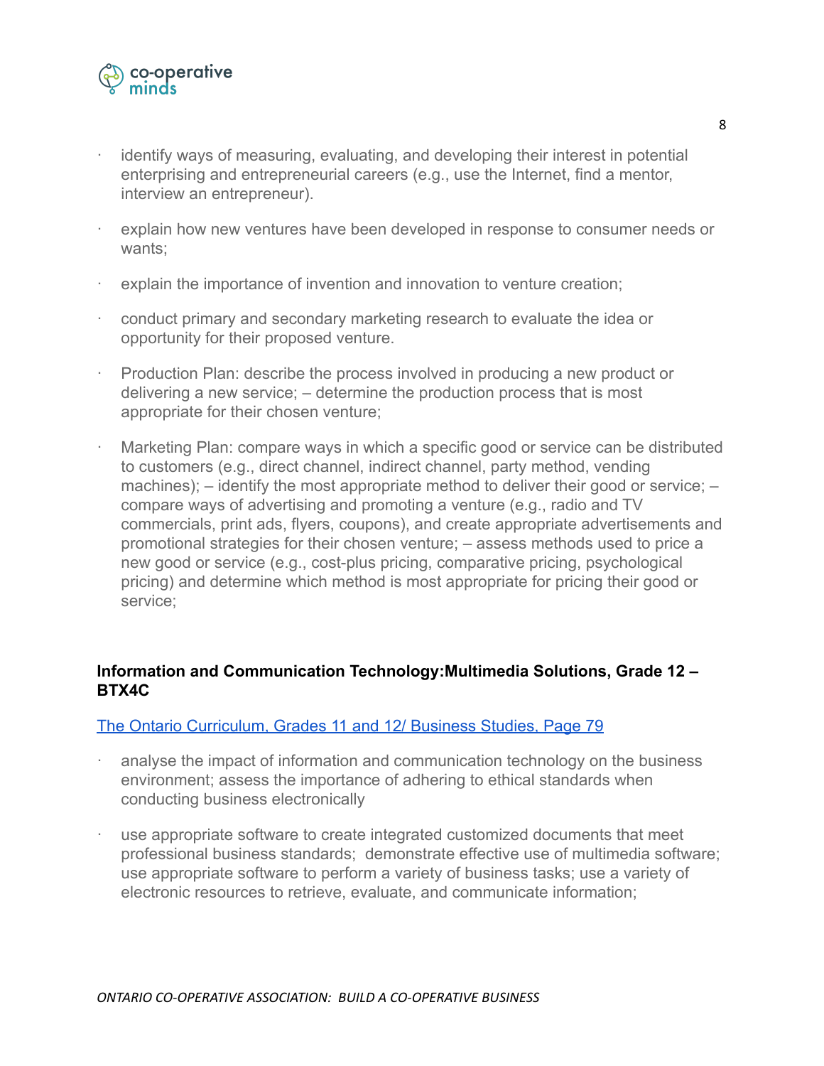- identify ways of measuring, evaluating, and developing their interest in potential enterprising and entrepreneurial careers (e.g., use the Internet, find a mentor, interview an entrepreneur).

- explain how new ventures have been developed in response to consumer needs or wants;

- explain the importance of invention and innovation to venture creation;

- conduct primary and secondary marketing research to evaluate the idea or opportunity for their proposed venture.

- Production Plan: describe the process involved in producing a new product or delivering a new service; – determine the production process that is most appropriate for their chosen venture;

- Marketing Plan: compare ways in which a specific good or service can be distributed to customers (e.g., direct channel, indirect channel, party method, vending machines); – identify the most appropriate method to deliver their good or service; – compare ways of advertising and promoting a venture (e.g., radio and TV commercials, print ads, flyers, coupons), and create appropriate advertisements and promotional strategies for their chosen venture; – assess methods used to price a new good or service (e.g., cost-plus pricing, comparative pricing, psychological pricing) and determine which method is most appropriate for pricing their good or service;

**Information and Communication Technology:Multimedia Solutions, Grade 12 – BTX4C**

The Ontario Curriculum, Grades 11 and 12/ Business Studies, Page 79

- analyse the impact of information and communication technology on the business environment; assess the importance of adhering to ethical standards when conducting business electronically

- use appropriate software to create integrated customized documents that meet professional business standards; demonstrate effective use of multimedia software; use appropriate software to perform a variety of business tasks; use a variety of electronic resources to retrieve, evaluate, and communicate information;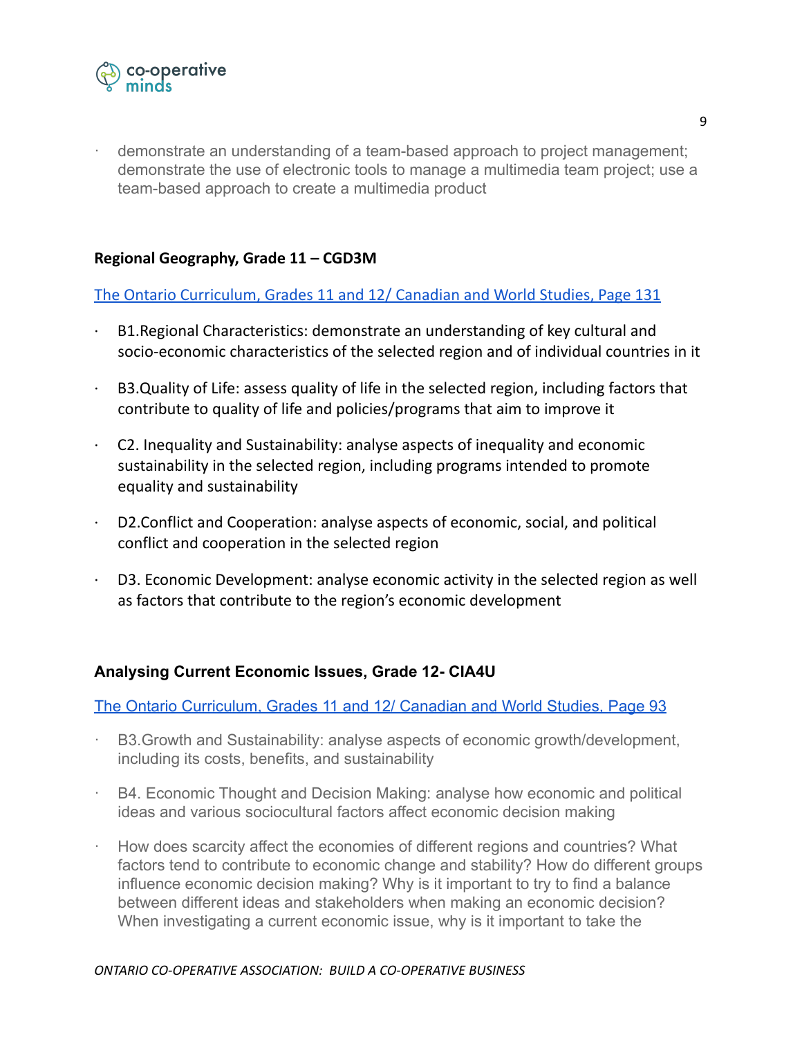- demonstrate an understanding of a team-based approach to project management; demonstrate the use of electronic tools to manage a multimedia team project; use a team-based approach to create a multimedia product

**Regional Geography, Grade 11 – CGD3M**

[The Ontario Curriculum, Grades 11 and 12/ Canadian and World Studies, Page 131]

- B1.Regional Characteristics: demonstrate an understanding of key cultural and socio-economic characteristics of the selected region and of individual countries in it
- B3.Quality of Life: assess quality of life in the selected region, including factors that contribute to quality of life and policies/programs that aim to improve it
- C2. Inequality and Sustainability: analyse aspects of inequality and economic sustainability in the selected region, including programs intended to promote equality and sustainability
- D2.Conflict and Cooperation: analyse aspects of economic, social, and political conflict and cooperation in the selected region
- D3. Economic Development: analyse economic activity in the selected region as well as factors that contribute to the region's economic development

**Analysing Current Economic Issues, Grade 12- CIA4U**

[The Ontario Curriculum, Grades 11 and 12/ Canadian and World Studies, Page 93]

- B3.Growth and Sustainability: analyse aspects of economic growth/development, including its costs, benefits, and sustainability
- B4. Economic Thought and Decision Making: analyse how economic and political ideas and various sociocultural factors affect economic decision making
- How does scarcity affect the economies of different regions and countries? What factors tend to contribute to economic change and stability? How do different groups influence economic decision making? Why is it important to try to find a balance between different ideas and stakeholders when making an economic decision? When investigating a current economic issue, why is it important to take the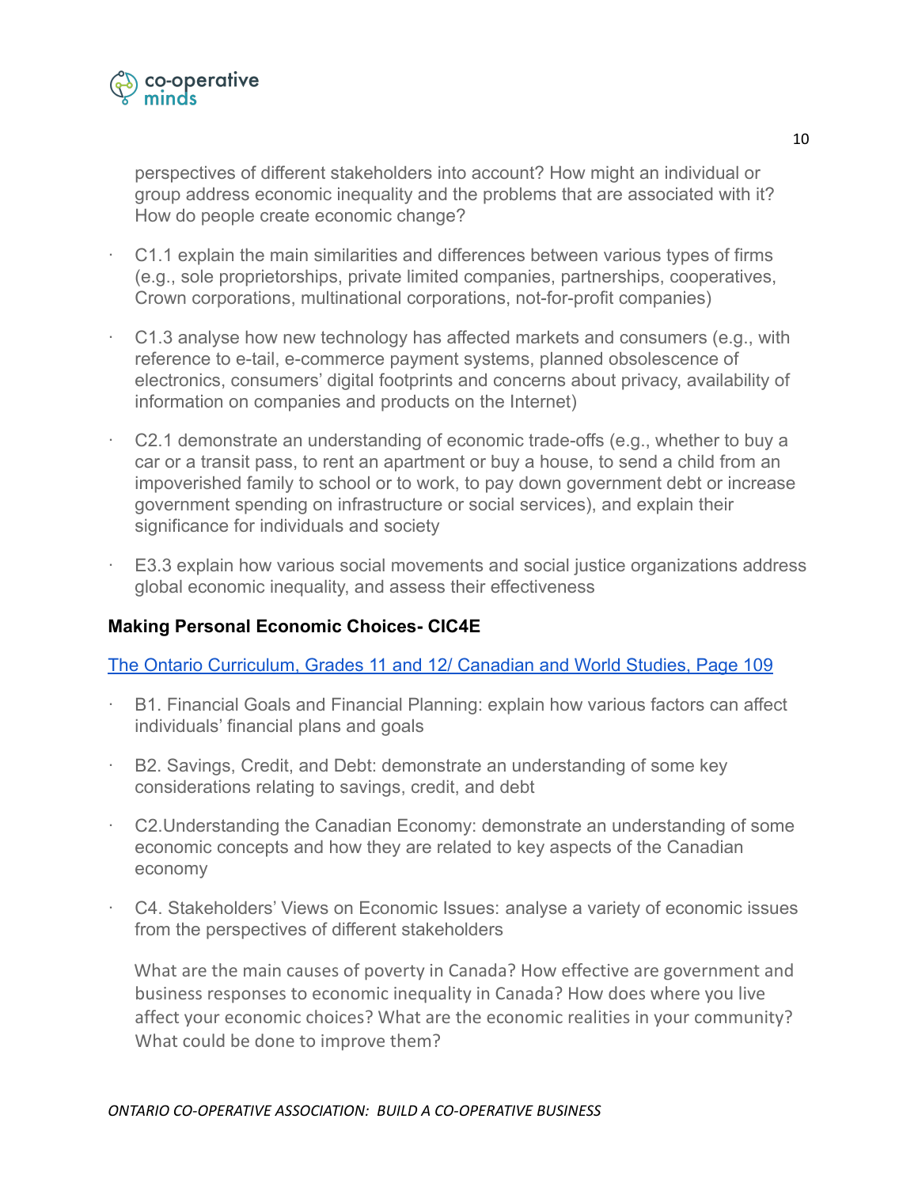perspectives of different stakeholders into account? How might an individual or group address economic inequality and the problems that are associated with it? How do people create economic change?

- C1.1 explain the main similarities and differences between various types of firms (e.g., sole proprietorships, private limited companies, partnerships, cooperatives, Crown corporations, multinational corporations, not-for-profit companies)

- C1.3 analyse how new technology has affected markets and consumers (e.g., with reference to e-tail, e-commerce payment systems, planned obsolescence of electronics, consumers' digital footprints and concerns about privacy, availability of information on companies and products on the Internet)

- C2.1 demonstrate an understanding of economic trade-offs (e.g., whether to buy a car or a transit pass, to rent an apartment or buy a house, to send a child from an impoverished family to school or to work, to pay down government debt or increase government spending on infrastructure or social services), and explain their significance for individuals and society

- E3.3 explain how various social movements and social justice organizations address global economic inequality, and assess their effectiveness

**Making Personal Economic Choices- CIC4E**

[The Ontario Curriculum, Grades 11 and 12/ Canadian and World Studies, Page 109]

- B1. Financial Goals and Financial Planning: explain how various factors can affect individuals' financial plans and goals

- B2. Savings, Credit, and Debt: demonstrate an understanding of some key considerations relating to savings, credit, and debt

- C2.Understanding the Canadian Economy: demonstrate an understanding of some economic concepts and how they are related to key aspects of the Canadian economy

- C4. Stakeholders' Views on Economic Issues: analyse a variety of economic issues from the perspectives of different stakeholders

What are the main causes of poverty in Canada? How effective are government and business responses to economic inequality in Canada? How does where you live affect your economic choices? What are the economic realities in your community? What could be done to improve them?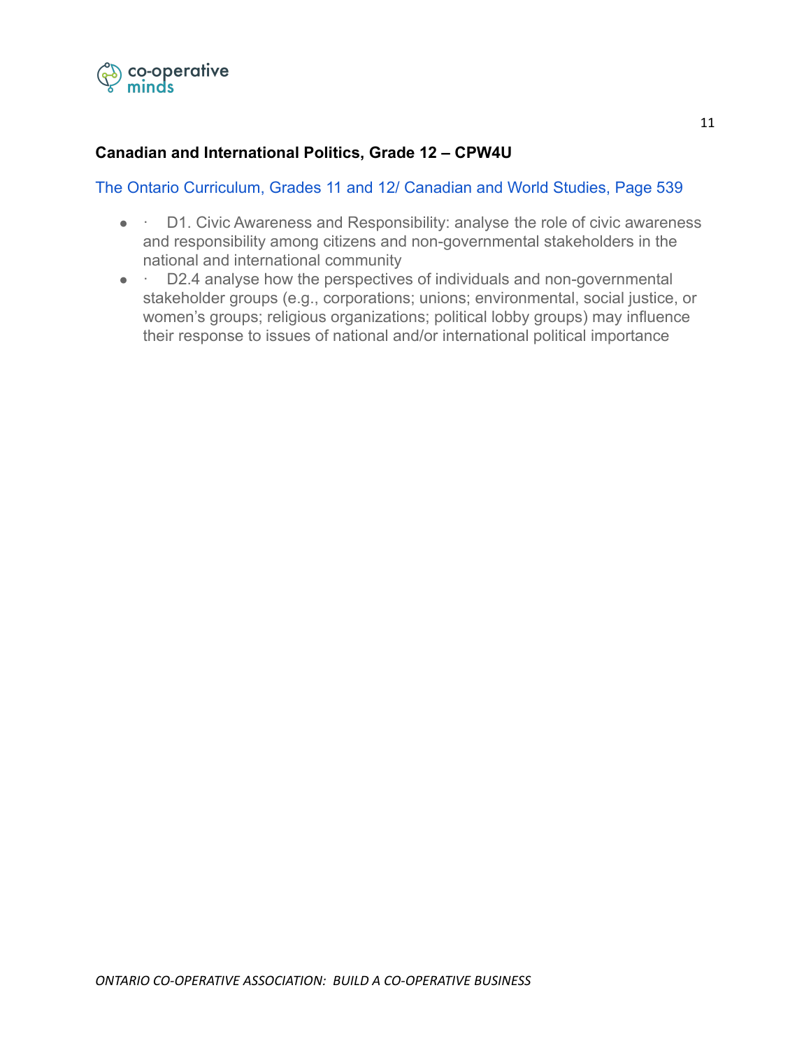**Canadian and International Politics, Grade 12 – CPW4U**

The Ontario Curriculum, Grades 11 and 12/ Canadian and World Studies, Page 539

- · D1. Civic Awareness and Responsibility: analyse the role of civic awareness and responsibility among citizens and non-governmental stakeholders in the national and international community
- · D2.4 analyse how the perspectives of individuals and non-governmental stakeholder groups (e.g., corporations; unions; environmental, social justice, or women's groups; religious organizations; political lobby groups) may influence their response to issues of national and/or international political importance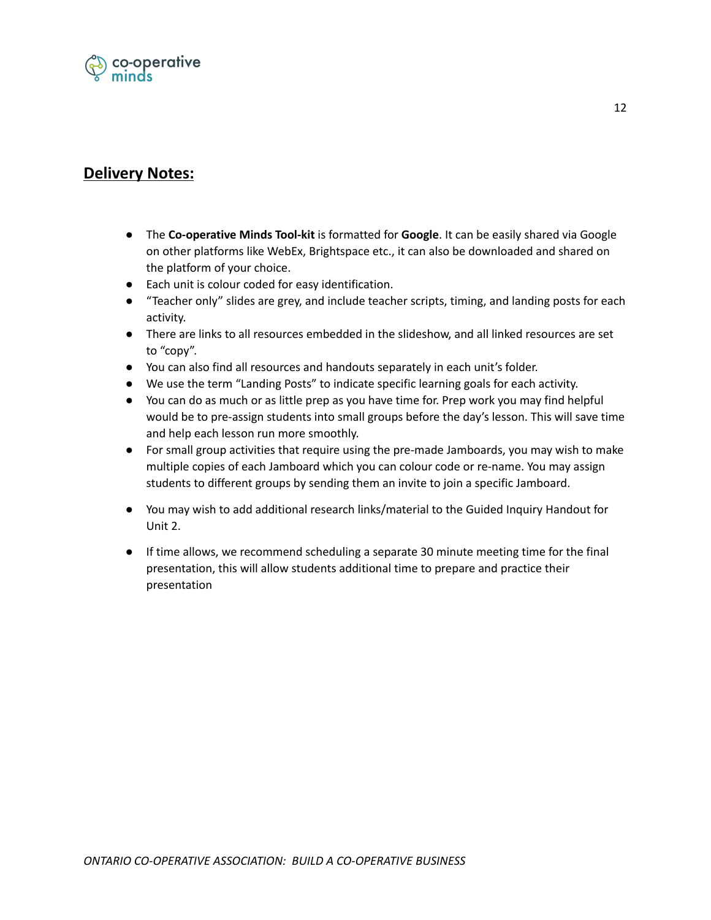## Delivery Notes:

- The **Co-operative Minds Tool-kit** is formatted for **Google**. It can be easily shared via Google on other platforms like WebEx, Brightspace etc., it can also be downloaded and shared on the platform of your choice.
- Each unit is colour coded for easy identification.
- "Teacher only" slides are grey, and include teacher scripts, timing, and landing posts for each activity.
- There are links to all resources embedded in the slideshow, and all linked resources are set to "copy".
- You can also find all resources and handouts separately in each unit's folder.
- We use the term "Landing Posts" to indicate specific learning goals for each activity.
- You can do as much or as little prep as you have time for. Prep work you may find helpful would be to pre-assign students into small groups before the day's lesson. This will save time and help each lesson run more smoothly.
- For small group activities that require using the pre-made Jamboards, you may wish to make multiple copies of each Jamboard which you can colour code or re-name. You may assign students to different groups by sending them an invite to join a specific Jamboard.
- You may wish to add additional research links/material to the Guided Inquiry Handout for Unit 2.
- If time allows, we recommend scheduling a separate 30 minute meeting time for the final presentation, this will allow students additional time to prepare and practice their presentation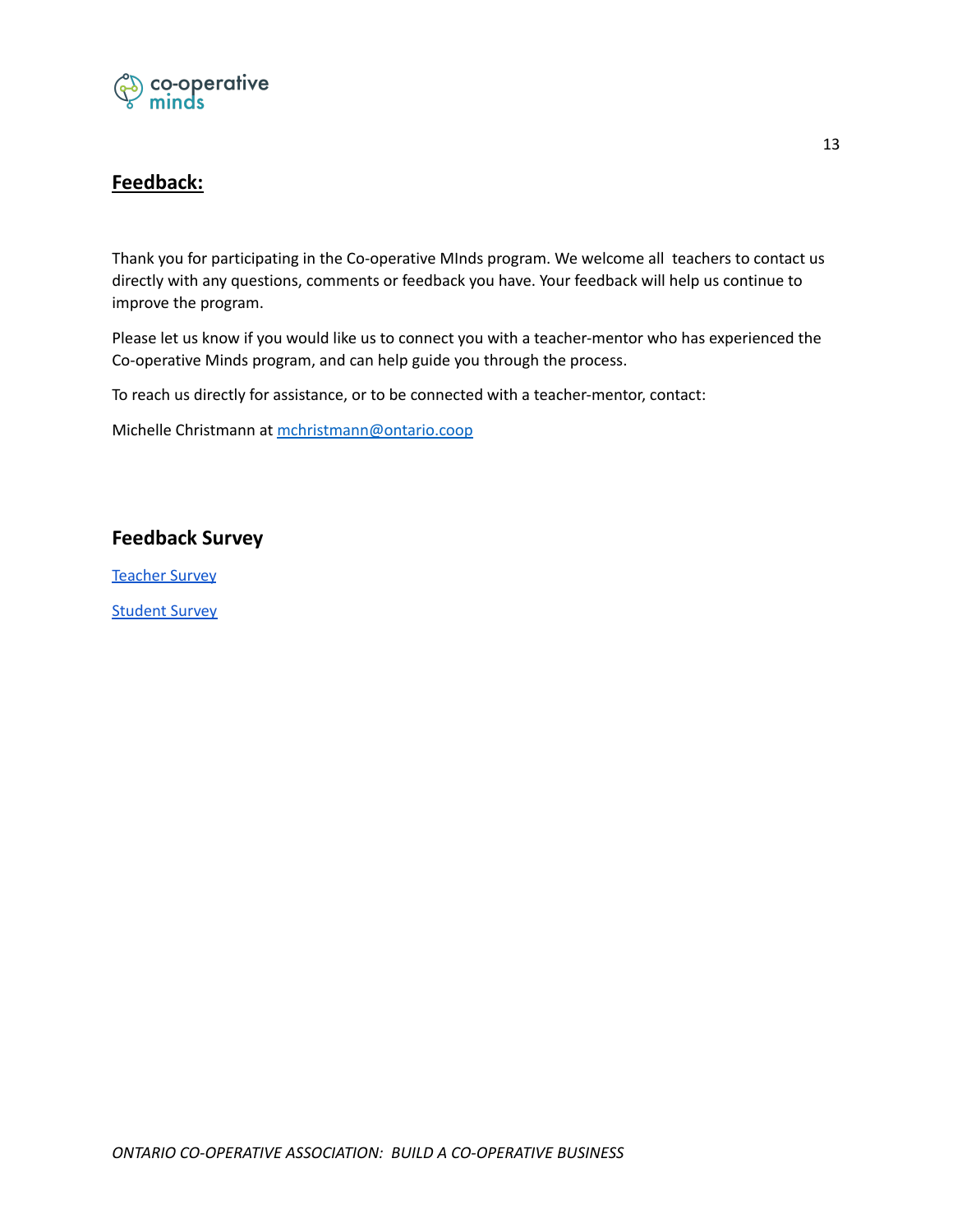## **Feedback:**

Thank you for participating in the Co-operative MInds program. We welcome all teachers to contact us directly with any questions, comments or feedback you have. Your feedback will help us continue to improve the program.

Please let us know if you would like us to connect you with a teacher-mentor who has experienced the Co-operative Minds program, and can help guide you through the process.

To reach us directly for assistance, or to be connected with a teacher-mentor, contact:

Michelle Christmann at mchristmann@ontario.coop

## Feedback Survey

Teacher Survey

Student Survey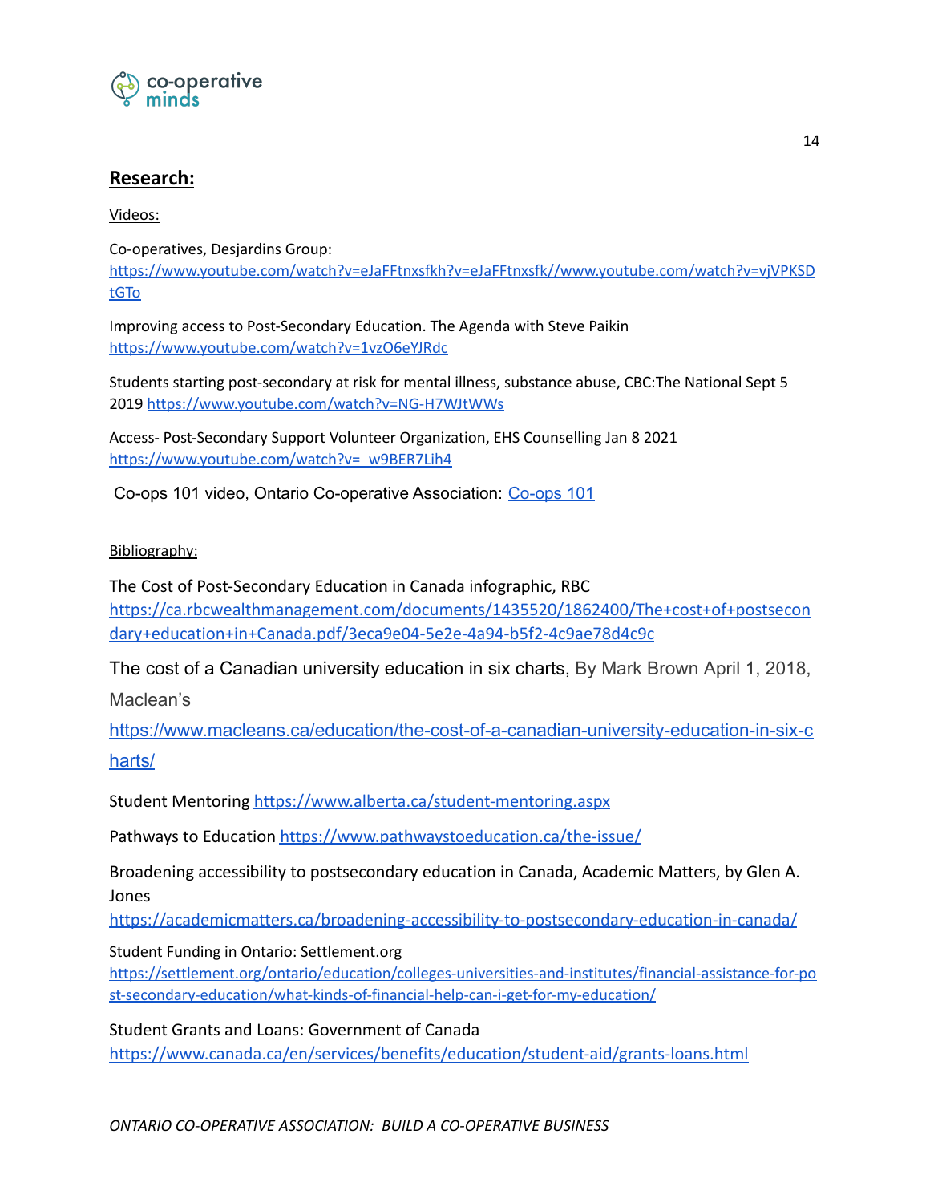## Research:

Videos:

Co-operatives, Desjardins Group:
https://www.youtube.com/watch?v=eJaFFtnxsfkh?v=eJaFFtnxsfk//www.youtube.com/watch?v=vjVPKSDtGTo

Improving access to Post-Secondary Education. The Agenda with Steve Paikin
https://www.youtube.com/watch?v=1vzO6eYJRdc

Students starting post-secondary at risk for mental illness, substance abuse, CBC:The National Sept 5 2019 https://www.youtube.com/watch?v=NG-H7WJtWWs

Access- Post-Secondary Support Volunteer Organization, EHS Counselling Jan 8 2021
https://www.youtube.com/watch?v=_w9BER7Lih4

Co-ops 101 video, Ontario Co-operative Association: Co-ops 101

Bibliography:

The Cost of Post-Secondary Education in Canada infographic, RBC
https://ca.rbcwealthmanagement.com/documents/1435520/1862400/The+cost+of+postsecondary+education+in+Canada.pdf/3eca9e04-5e2e-4a94-b5f2-4c9ae78d4c9c

The cost of a Canadian university education in six charts, By Mark Brown April 1, 2018, Maclean's

https://www.macleans.ca/education/the-cost-of-a-canadian-university-education-in-six-charts/

Student Mentoring https://www.alberta.ca/student-mentoring.aspx

Pathways to Education https://www.pathwaystoeducation.ca/the-issue/

Broadening accessibility to postsecondary education in Canada, Academic Matters, by Glen A. Jones
https://academicmatters.ca/broadening-accessibility-to-postsecondary-education-in-canada/

Student Funding in Ontario: Settlement.org
https://settlement.org/ontario/education/colleges-universities-and-institutes/financial-assistance-for-post-secondary-education/what-kinds-of-financial-help-can-i-get-for-my-education/

Student Grants and Loans: Government of Canada
https://www.canada.ca/en/services/benefits/education/student-aid/grants-loans.html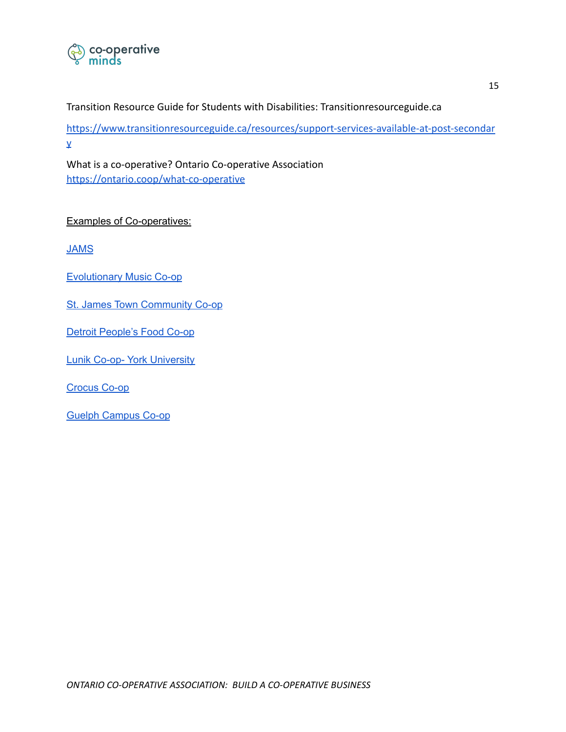Transition Resource Guide for Students with Disabilities: Transitionresourceguide.ca

https://www.transitionresourceguide.ca/resources/support-services-available-at-post-secondary

What is a co-operative? Ontario Co-operative Association
https://ontario.coop/what-co-operative

Examples of Co-operatives:

JAMS

Evolutionary Music Co-op

St. James Town Community Co-op

Detroit People's Food Co-op

Lunik Co-op- York University

Crocus Co-op

Guelph Campus Co-op